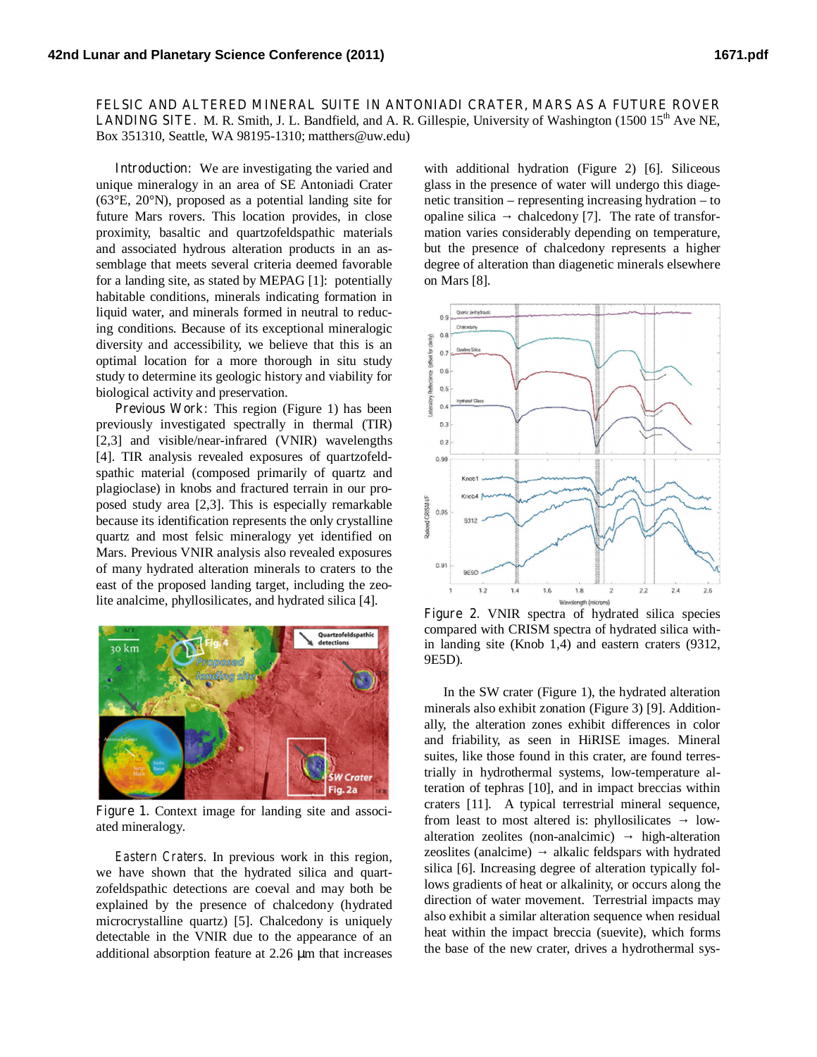# FELSIC AND ALTERED MINERAL SUITE IN ANTONIADI CRATER, MARS AS A FUTURE ROVER LANDING SITE.

M. R. Smith, J. L. Bandfield, and A. R. Gillespie, University of Washington (1500 15th Ave NE, Box 351310, Seattle, WA 98195-1310; matthers@uw.edu)

**Introduction:** We are investigating the varied and unique mineralogy in an area of SE Antoniadi Crater (63°E, 20°N), proposed as a potential landing site for future Mars rovers. This location provides, in close proximity, basaltic and quartzofeldspathic materials and associated hydrous alteration products in an assemblage that meets several criteria deemed favorable for a landing site, as stated by MEPAG [1]: potentially habitable conditions, minerals indicating formation in liquid water, and minerals formed in neutral to reducing conditions. Because of its exceptional mineralogic diversity and accessibility, we believe that this is an optimal location for a more thorough in situ study study to determine its geologic history and viability for biological activity and preservation.

**Previous Work:** This region (Figure 1) has been previously investigated spectrally in thermal (TIR) [2,3] and visible/near-infrared (VNIR) wavelengths [4]. TIR analysis revealed exposures of quartzofeldspathic material (composed primarily of quartz and plagioclase) in knobs and fractured terrain in our proposed study area [2,3]. This is especially remarkable because its identification represents the only crystalline quartz and most felsic mineralogy yet identified on Mars. Previous VNIR analysis also revealed exposures of many hydrated alteration minerals to craters to the east of the proposed landing target, including the zeolite analcime, phyllosilicates, and hydrated silica [4].

Figure 1. Context image for landing site and associated mineralogy.

*Eastern Craters.* In previous work in this region, we have shown that the hydrated silica and quartzofeldspathic detections are coeval and may both be explained by the presence of chalcedony (hydrated microcrystalline quartz) [5]. Chalcedony is uniquely detectable in the VNIR due to the appearance of an additional absorption feature at 2.26 μm that increases with additional hydration (Figure 2) [6]. Siliceous glass in the presence of water will undergo this diagenetic transition – representing increasing hydration – to opaline silica → chalcedony [7]. The rate of transformation varies considerably depending on temperature, but the presence of chalcedony represents a higher degree of alteration than diagenetic minerals elsewhere on Mars [8].

Figure 2. VNIR spectra of hydrated silica species compared with CRISM spectra of hydrated silica within landing site (Knob 1,4) and eastern craters (9312, 9E5D).

In the SW crater (Figure 1), the hydrated alteration minerals also exhibit zonation (Figure 3) [9]. Additionally, the alteration zones exhibit differences in color and friability, as seen in HiRISE images. Mineral suites, like those found in this crater, are found terrestrially in hydrothermal systems, low-temperature alteration of tephras [10], and in impact breccias within craters [11]. A typical terrestrial mineral sequence, from least to most altered is: phyllosilicates → low-alteration zeolites (non-analcimic) → high-alteration zeoslites (analcime) → alkalic feldspars with hydrated silica [6]. Increasing degree of alteration typically follows gradients of heat or alkalinity, or occurs along the direction of water movement. Terrestrial impacts may also exhibit a similar alteration sequence when residual heat within the impact breccia (suevite), which forms the base of the new crater, drives a hydrothermal sys-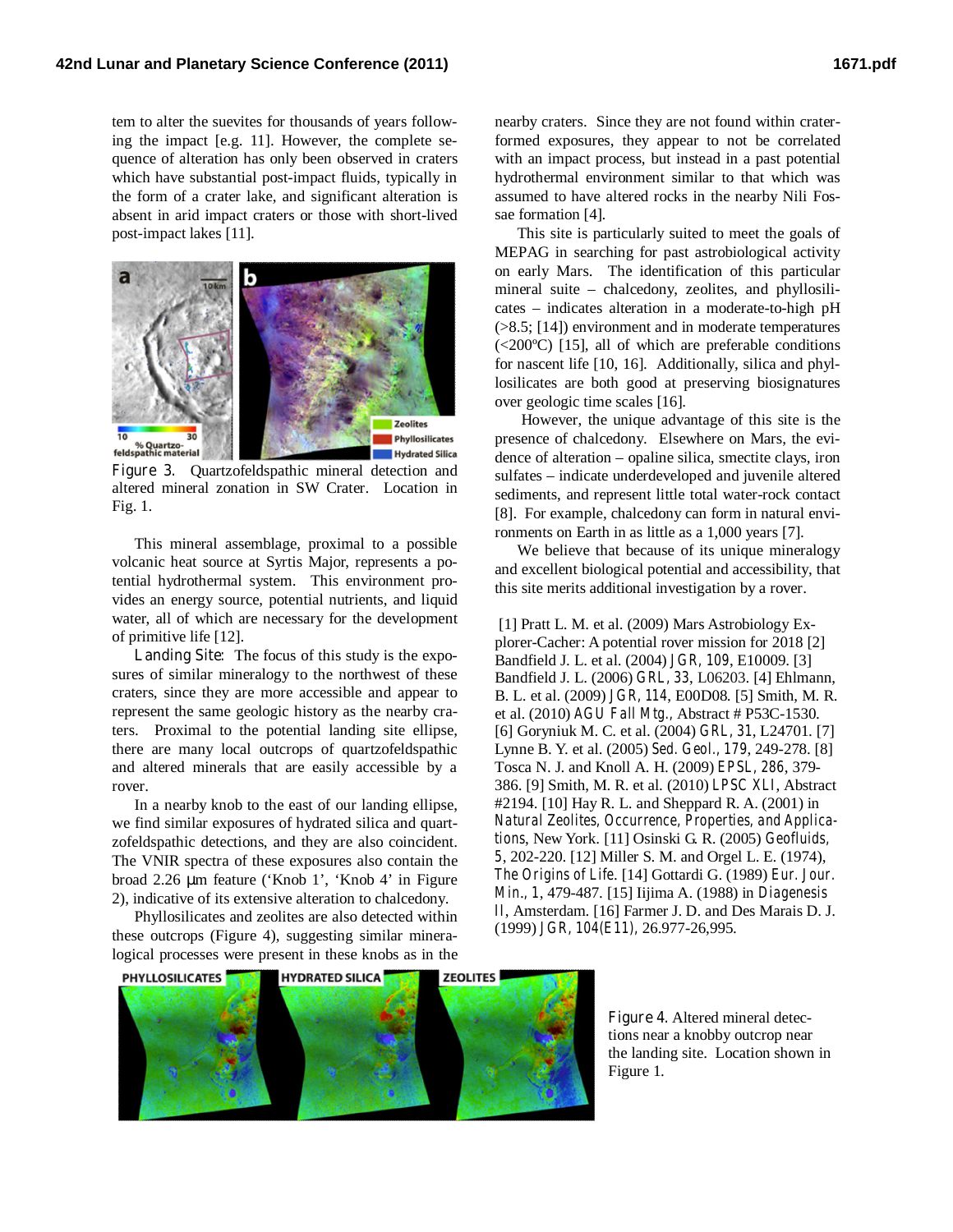tem to alter the suevites for thousands of years following the impact [e.g. 11]. However, the complete sequence of alteration has only been observed in craters which have substantial post-impact fluids, typically in the form of a crater lake, and significant alteration is absent in arid impact craters or those with short-lived post-impact lakes [11].

a
10 km
10 30
% Quartzo-feldspathic material

b
Zeolites
Phyllosilicates
Hydrated Silica

*Figure 3.* Quartzofeldspathic mineral detection and altered mineral zonation in SW Crater. Location in Fig. 1.

This mineral assemblage, proximal to a possible volcanic heat source at Syrtis Major, represents a potential hydrothermal system. This environment provides an energy source, potential nutrients, and liquid water, all of which are necessary for the development of primitive life [12].

*Landing Site:* The focus of this study is the exposures of similar mineralogy to the northwest of these craters, since they are more accessible and appear to represent the same geologic history as the nearby craters. Proximal to the potential landing site ellipse, there are many local outcrops of quartzofeldspathic and altered minerals that are easily accessible by a rover.

In a nearby knob to the east of our landing ellipse, we find similar exposures of hydrated silica and quartzofeldspathic detections, and they are also coincident. The VNIR spectra of these exposures also contain the broad 2.26 μm feature ('Knob 1', 'Knob 4' in Figure 2), indicative of its extensive alteration to chalcedony.

Phyllosilicates and zeolites are also detected within these outcrops (Figure 4), suggesting similar mineralogical processes were present in these knobs as in the nearby craters. Since they are not found within crater-formed exposures, they appear to not be correlated with an impact process, but instead in a past potential hydrothermal environment similar to that which was assumed to have altered rocks in the nearby Nili Fossae formation [4].

This site is particularly suited to meet the goals of MEPAG in searching for past astrobiological activity on early Mars. The identification of this particular mineral suite – chalcedony, zeolites, and phyllosilicates – indicates alteration in a moderate-to-high pH (>8.5; [14]) environment and in moderate temperatures (<200ºC) [15], all of which are preferable conditions for nascent life [10, 16]. Additionally, silica and phyllosilicates are both good at preserving biosignatures over geologic time scales [16].

However, the unique advantage of this site is the presence of chalcedony. Elsewhere on Mars, the evidence of alteration – opaline silica, smectite clays, iron sulfates – indicate underdeveloped and juvenile altered sediments, and represent little total water-rock contact [8]. For example, chalcedony can form in natural environments on Earth in as little as a 1,000 years [7].

We believe that because of its unique mineralogy and excellent biological potential and accessibility, that this site merits additional investigation by a rover.

[1] Pratt L. M. et al. (2009) Mars Astrobiology Explorer-Cacher: A potential rover mission for 2018 [2] Bandfield J. L. et al. (2004) *JGR, 109*, E10009. [3] Bandfield J. L. (2006) *GRL, 33*, L06203. [4] Ehlmann, B. L. et al. (2009) *JGR, 114*, E00D08. [5] Smith, M. R. et al. (2010) *AGU Fall Mtg.*, Abstract # P53C-1530. [6] Goryniuk M. C. et al. (2004) *GRL, 31*, L24701. [7] Lynne B. Y. et al. (2005) *Sed. Geol., 179*, 249-278. [8] Tosca N. J. and Knoll A. H. (2009) *EPSL, 286*, 379-386. [9] Smith, M. R. et al. (2010) *LPSC XLI*, Abstract #2194. [10] Hay R. L. and Sheppard R. A. (2001) in *Natural Zeolites, Occurrence, Properties, and Applications*, New York. [11] Osinski G. R. (2005) *Geofluids, 5*, 202-220. [12] Miller S. M. and Orgel L. E. (1974), *The Origins of Life*. [14] Gottardi G. (1989) *Eur. Jour. Min., 1*, 479-487. [15] Iijima A. (1988) in *Diagenesis II*, Amsterdam. [16] Farmer J. D. and Des Marais D. J. (1999) *JGR, 104(E11)*, 26.977-26,995.

PHYLLOSILICATES
HYDRATED SILICA
ZEOLITES

*Figure 4.* Altered mineral detections near a knobby outcrop near the landing site. Location shown in Figure 1.